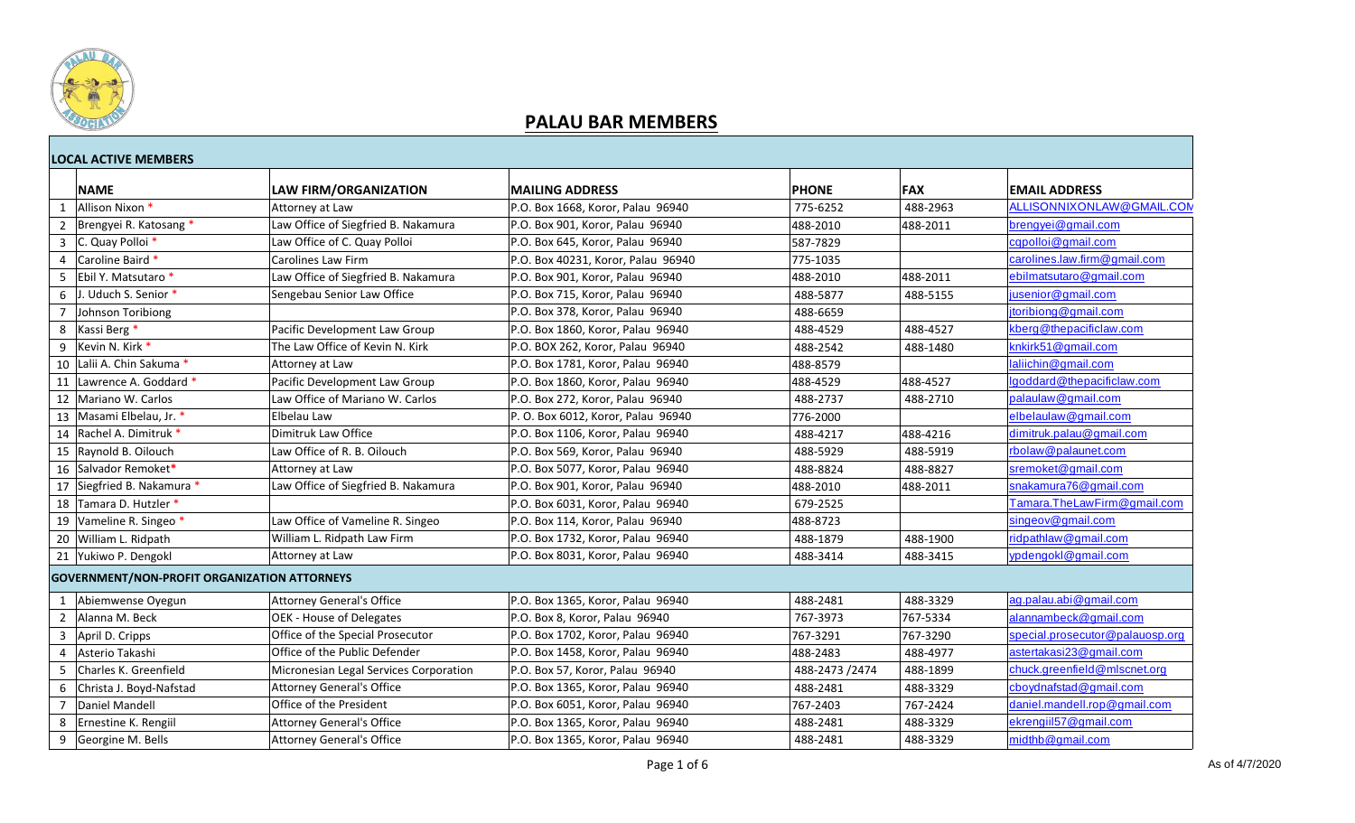# PALAU BAR MEMBERS

| | NAME | LAW FIRM/ORGANIZATION | MAILING ADDRESS | PHONE | FAX | EMAIL ADDRESS |
|---|---|---|---|---|---|---|
| **LOCAL ACTIVE MEMBERS** | | | | | | |
| 1 | Allison Nixon * | Attorney at Law | P.O. Box 1668, Koror, Palau 96940 | 775-6252 | 488-2963 | ALLISONNIXONLAW@GMAIL.COM |
| 2 | Brengyei R. Katosang * | Law Office of Siegfried B. Nakamura | P.O. Box 901, Koror, Palau 96940 | 488-2010 | 488-2011 | brengyei@gmail.com |
| 3 | C. Quay Polloi * | Law Office of C. Quay Polloi | P.O. Box 645, Koror, Palau 96940 | 587-7829 | | cqpolloi@gmail.com |
| 4 | Caroline Baird * | Carolines Law Firm | P.O. Box 40231, Koror, Palau 96940 | 775-1035 | | carolines.law.firm@gmail.com |
| 5 | Ebil Y. Matsutaro * | Law Office of Siegfried B. Nakamura | P.O. Box 901, Koror, Palau 96940 | 488-2010 | 488-2011 | ebilmatsutaro@gmail.com |
| 6 | J. Uduch S. Senior * | Sengebau Senior Law Office | P.O. Box 715, Koror, Palau 96940 | 488-5877 | 488-5155 | jusenior@gmail.com |
| 7 | Johnson Toribiong | | P.O. Box 378, Koror, Palau 96940 | 488-6659 | | jtoribiong@gmail.com |
| 8 | Kassi Berg * | Pacific Development Law Group | P.O. Box 1860, Koror, Palau 96940 | 488-4529 | 488-4527 | kberg@thepacificlaw.com |
| 9 | Kevin N. Kirk * | The Law Office of Kevin N. Kirk | P.O. BOX 262, Koror, Palau 96940 | 488-2542 | 488-1480 | knkirk51@gmail.com |
| 10 | Lalii A. Chin Sakuma * | Attorney at Law | P.O. Box 1781, Koror, Palau 96940 | 488-8579 | | laliichin@gmail.com |
| 11 | Lawrence A. Goddard * | Pacific Development Law Group | P.O. Box 1860, Koror, Palau 96940 | 488-4529 | 488-4527 | lgoddard@thepacificlaw.com |
| 12 | Mariano W. Carlos | Law Office of Mariano W. Carlos | P.O. Box 272, Koror, Palau 96940 | 488-2737 | 488-2710 | palaulaw@gmail.com |
| 13 | Masami Elbelau, Jr. * | Elbelau Law | P. O. Box 6012, Koror, Palau 96940 | 776-2000 | | elbelaulaw@gmail.com |
| 14 | Rachel A. Dimitruk * | Dimitruk Law Office | P.O. Box 1106, Koror, Palau 96940 | 488-4217 | 488-4216 | dimitruk.palau@gmail.com |
| 15 | Raynold B. Oilouch | Law Office of R. B. Oilouch | P.O. Box 569, Koror, Palau 96940 | 488-5929 | 488-5919 | rbolaw@palaunet.com |
| 16 | Salvador Remoket* | Attorney at Law | P.O. Box 5077, Koror, Palau 96940 | 488-8824 | 488-8827 | sremoket@gmail.com |
| 17 | Siegfried B. Nakamura * | Law Office of Siegfried B. Nakamura | P.O. Box 901, Koror, Palau 96940 | 488-2010 | 488-2011 | snakamura76@gmail.com |
| 18 | Tamara D. Hutzler * | | P.O. Box 6031, Koror, Palau 96940 | 679-2525 | | Tamara.TheLawFirm@gmail.com |
| 19 | Vameline R. Singeo * | Law Office of Vameline R. Singeo | P.O. Box 114, Koror, Palau 96940 | 488-8723 | | singeov@gmail.com |
| 20 | William L. Ridpath | William L. Ridpath Law Firm | P.O. Box 1732, Koror, Palau 96940 | 488-1879 | 488-1900 | ridpathlaw@gmail.com |
| 21 | Yukiwo P. Dengokl | Attorney at Law | P.O. Box 8031, Koror, Palau 96940 | 488-3414 | 488-3415 | ypdengokl@gmail.com |
| **GOVERNMENT/NON-PROFIT ORGANIZATION ATTORNEYS** | | | | | | |
| 1 | Abiemwense Oyegun | Attorney General's Office | P.O. Box 1365, Koror, Palau 96940 | 488-2481 | 488-3329 | ag.palau.abi@gmail.com |
| 2 | Alanna M. Beck | OEK - House of Delegates | P.O. Box 8, Koror, Palau 96940 | 767-3973 | 767-5334 | alannambeck@gmail.com |
| 3 | April D. Cripps | Office of the Special Prosecutor | P.O. Box 1702, Koror, Palau 96940 | 767-3291 | 767-3290 | special.prosecutor@palauosp.org |
| 4 | Asterio Takashi | Office of the Public Defender | P.O. Box 1458, Koror, Palau 96940 | 488-2483 | 488-4977 | astertakasi23@gmail.com |
| 5 | Charles K. Greenfield | Micronesian Legal Services Corporation | P.O. Box 57, Koror, Palau 96940 | 488-2473 /2474 | 488-1899 | chuck.greenfield@mlscnet.org |
| 6 | Christa J. Boyd-Nafstad | Attorney General's Office | P.O. Box 1365, Koror, Palau 96940 | 488-2481 | 488-3329 | cboydnafstad@gmail.com |
| 7 | Daniel Mandell | Office of the President | P.O. Box 6051, Koror, Palau 96940 | 767-2403 | 767-2424 | daniel.mandell.rop@gmail.com |
| 8 | Ernestine K. Rengiil | Attorney General's Office | P.O. Box 1365, Koror, Palau 96940 | 488-2481 | 488-3329 | ekrengiil57@gmail.com |
| 9 | Georgine M. Bells | Attorney General's Office | P.O. Box 1365, Koror, Palau 96940 | 488-2481 | 488-3329 | midthb@gmail.com |

As of 4/7/2020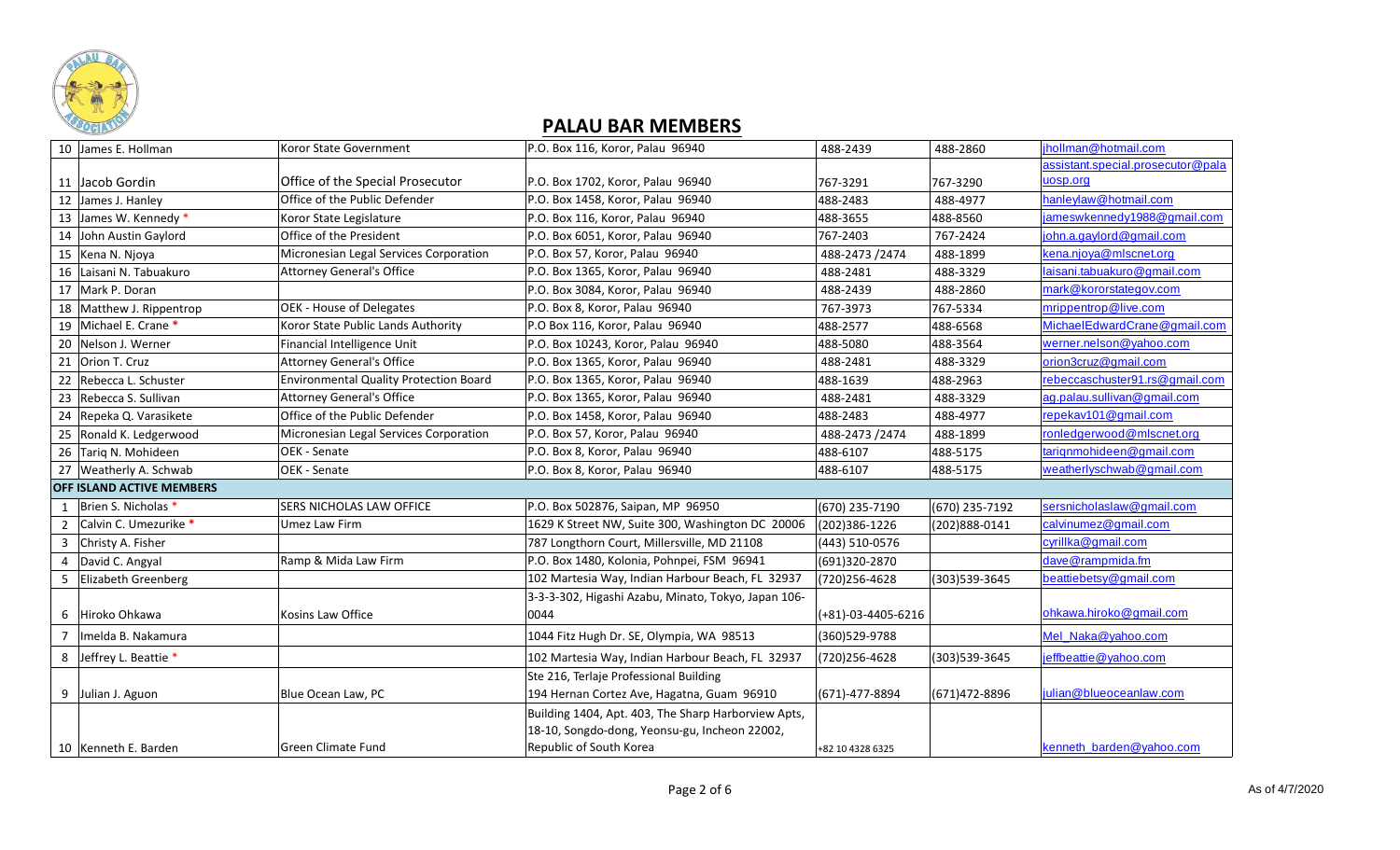## PALAU BAR MEMBERS

| | | | | | | |
|---|---|---|---|---|---|---|
| 10 | James E. Hollman | Koror State Government | P.O. Box 116, Koror, Palau 96940 | 488-2439 | 488-2860 | jhollman@hotmail.com |
| 11 | Jacob Gordin | Office of the Special Prosecutor | P.O. Box 1702, Koror, Palau 96940 | 767-3291 | 767-3290 | assistant.special.prosecutor@palauosp.org |
| 12 | James J. Hanley | Office of the Public Defender | P.O. Box 1458, Koror, Palau 96940 | 488-2483 | 488-4977 | hanleylaw@hotmail.com |
| 13 | James W. Kennedy * | Koror State Legislature | P.O. Box 116, Koror, Palau 96940 | 488-3655 | 488-8560 | jameswkennedy1988@gmail.com |
| 14 | John Austin Gaylord | Office of the President | P.O. Box 6051, Koror, Palau 96940 | 767-2403 | 767-2424 | john.a.gaylord@gmail.com |
| 15 | Kena N. Njoya | Micronesian Legal Services Corporation | P.O. Box 57, Koror, Palau 96940 | 488-2473 /2474 | 488-1899 | kena.njoya@mlscnet.org |
| 16 | Laisani N. Tabuakuro | Attorney General's Office | P.O. Box 1365, Koror, Palau 96940 | 488-2481 | 488-3329 | laisani.tabuakuro@gmail.com |
| 17 | Mark P. Doran | | P.O. Box 3084, Koror, Palau 96940 | 488-2439 | 488-2860 | mark@kororstategov.com |
| 18 | Matthew J. Rippentrop | OEK - House of Delegates | P.O. Box 8, Koror, Palau 96940 | 767-3973 | 767-5334 | mrippentrop@live.com |
| 19 | Michael E. Crane * | Koror State Public Lands Authority | P.O Box 116, Koror, Palau 96940 | 488-2577 | 488-6568 | MichaelEdwardCrane@gmail.com |
| 20 | Nelson J. Werner | Financial Intelligence Unit | P.O. Box 10243, Koror, Palau 96940 | 488-5080 | 488-3564 | werner.nelson@yahoo.com |
| 21 | Orion T. Cruz | Attorney General's Office | P.O. Box 1365, Koror, Palau 96940 | 488-2481 | 488-3329 | orion3cruz@gmail.com |
| 22 | Rebecca L. Schuster | Environmental Quality Protection Board | P.O. Box 1365, Koror, Palau 96940 | 488-1639 | 488-2963 | rebeccaschuster91.rs@gmail.com |
| 23 | Rebecca S. Sullivan | Attorney General's Office | P.O. Box 1365, Koror, Palau 96940 | 488-2481 | 488-3329 | ag.palau.sullivan@gmail.com |
| 24 | Repeka Q. Varasikete | Office of the Public Defender | P.O. Box 1458, Koror, Palau 96940 | 488-2483 | 488-4977 | repekav101@gmail.com |
| 25 | Ronald K. Ledgerwood | Micronesian Legal Services Corporation | P.O. Box 57, Koror, Palau 96940 | 488-2473 /2474 | 488-1899 | ronledgerwood@mlscnet.org |
| 26 | Tariq N. Mohideen | OEK - Senate | P.O. Box 8, Koror, Palau 96940 | 488-6107 | 488-5175 | tariqnmohideen@gmail.com |
| 27 | Weatherly A. Schwab | OEK - Senate | P.O. Box 8, Koror, Palau 96940 | 488-6107 | 488-5175 | weatherlyschwab@gmail.com |
| **OFF ISLAND ACTIVE MEMBERS** | | | | | | |
| 1 | Brien S. Nicholas * | SERS NICHOLAS LAW OFFICE | P.O. Box 502876, Saipan, MP 96950 | (670) 235-7190 | (670) 235-7192 | sersnicholaslaw@gmail.com |
| 2 | Calvin C. Umezurike * | Umez Law Firm | 1629 K Street NW, Suite 300, Washington DC 20006 | (202)386-1226 | (202)888-0141 | calvinumez@gmail.com |
| 3 | Christy A. Fisher | | 787 Longthorn Court, Millersville, MD 21108 | (443) 510-0576 | | cyrillka@gmail.com |
| 4 | David C. Angyal | Ramp & Mida Law Firm | P.O. Box 1480, Kolonia, Pohnpei, FSM 96941 | (691)320-2870 | | dave@rampmida.fm |
| 5 | Elizabeth Greenberg | | 102 Martesia Way, Indian Harbour Beach, FL 32937 | (720)256-4628 | (303)539-3645 | beattiebetsy@gmail.com |
| 6 | Hiroko Ohkawa | Kosins Law Office | 3-3-3-302, Higashi Azabu, Minato, Tokyo, Japan 106-0044 | (+81)-03-4405-6216 | | ohkawa.hiroko@gmail.com |
| 7 | Imelda B. Nakamura | | 1044 Fitz Hugh Dr. SE, Olympia, WA 98513 | (360)529-9788 | | Mel_Naka@yahoo.com |
| 8 | Jeffrey L. Beattie * | | 102 Martesia Way, Indian Harbour Beach, FL 32937 | (720)256-4628 | (303)539-3645 | jeffbeattie@yahoo.com |
| 9 | Julian J. Aguon | Blue Ocean Law, PC | Ste 216, Terlaje Professional Building 194 Hernan Cortez Ave, Hagatna, Guam 96910 | (671)-477-8894 | (671)472-8896 | julian@blueoceanlaw.com |
| 10 | Kenneth E. Barden | Green Climate Fund | Building 1404, Apt. 403, The Sharp Harborview Apts, 18-10, Songdo-dong, Yeonsu-gu, Incheon 22002, Republic of South Korea | +82 10 4328 6325 | | kenneth_barden@yahoo.com |

As of 4/7/2020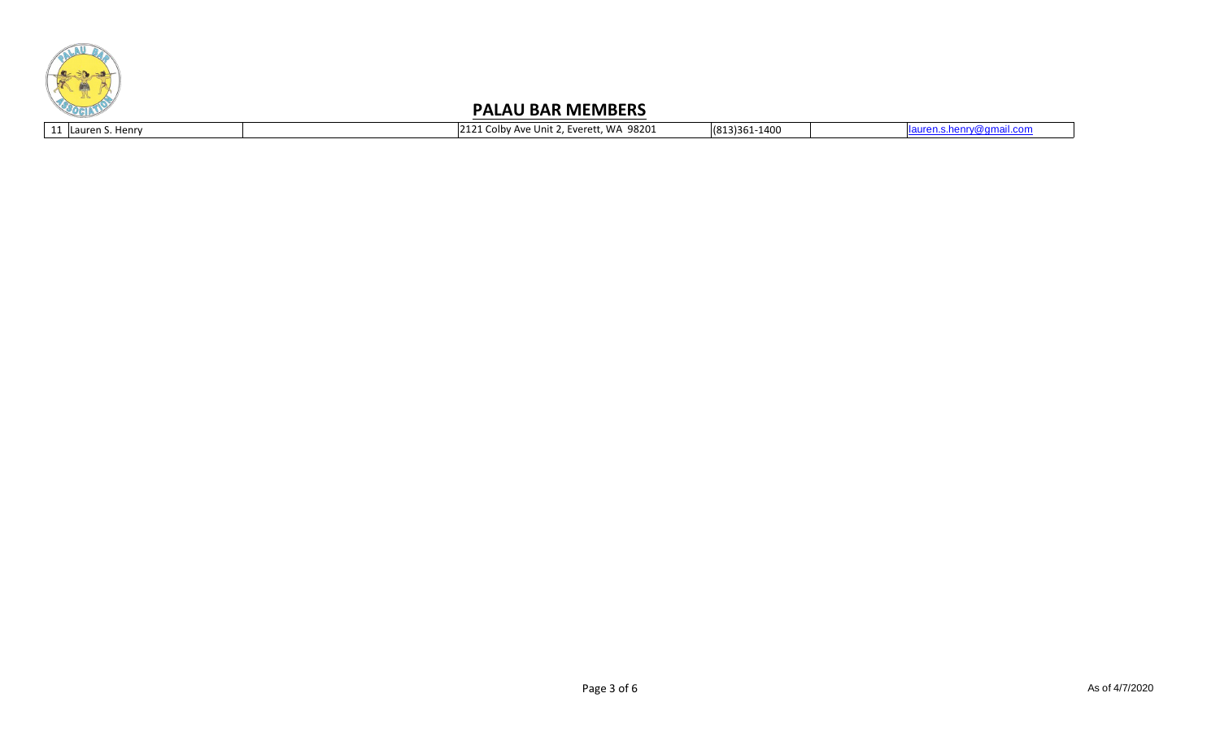## PALAU BAR MEMBERS

| | | | | | | |
|---|---|---|---|---|---|---|
| 11 | Lauren S. Henry | | 2121 Colby Ave Unit 2, Everett, WA 98201 | (813)361-1400 | | lauren.s.henry@gmail.com |

As of 4/7/2020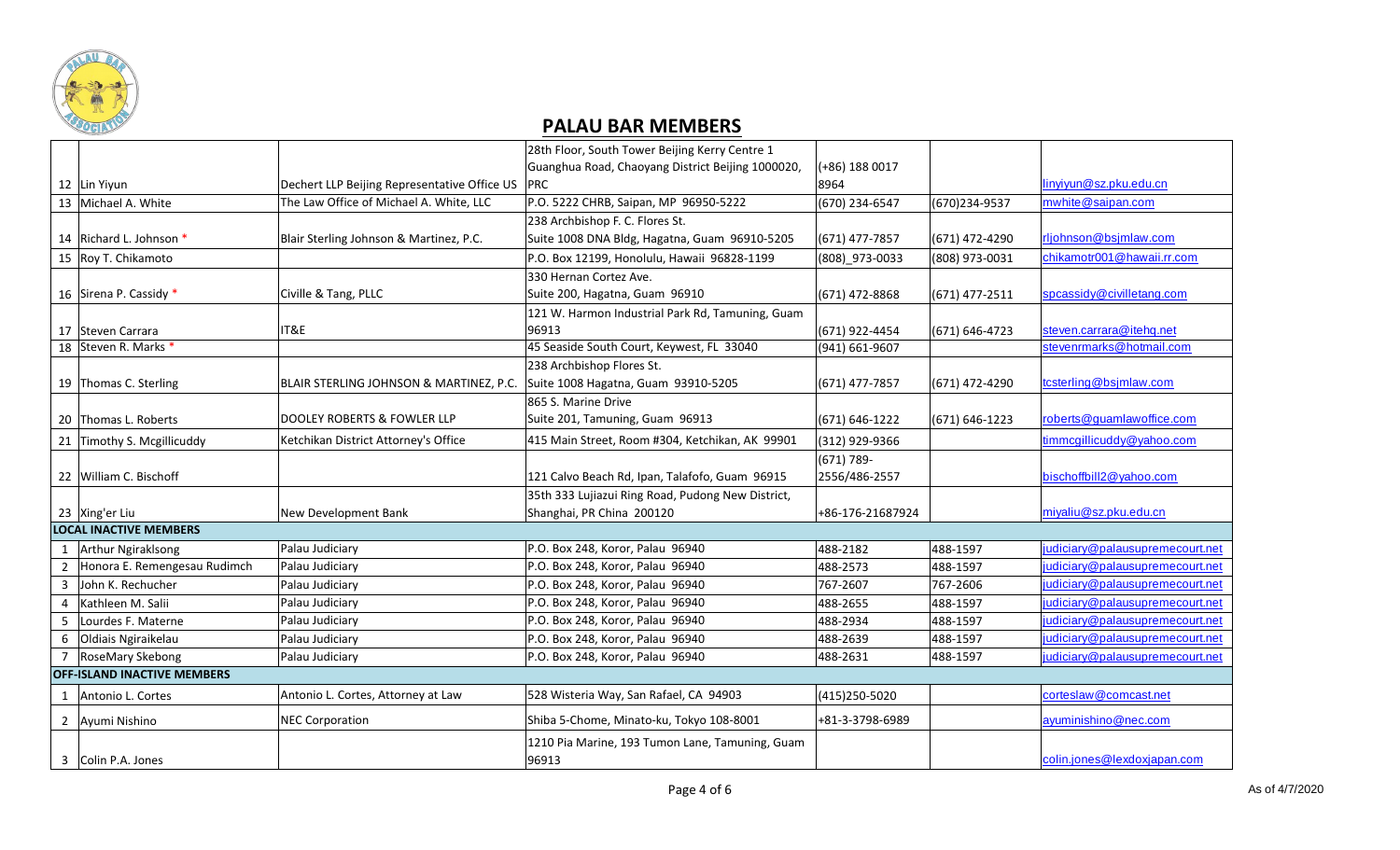## PALAU BAR MEMBERS

| | | | | | | |
|---|---|---|---|---|---|---|
| 12 | Lin Yiyun | Dechert LLP Beijing Representative Office US | 28th Floor, South Tower Beijing Kerry Centre 1 Guanghua Road, Chaoyang District Beijing 1000020, PRC | (+86) 188 0017 8964 | | linyiyun@sz.pku.edu.cn |
| 13 | Michael A. White | The Law Office of Michael A. White, LLC | P.O. 5222 CHRB, Saipan, MP 96950-5222 | (670) 234-6547 | (670)234-9537 | mwhite@saipan.com |
| 14 | Richard L. Johnson * | Blair Sterling Johnson & Martinez, P.C. | 238 Archbishop F. C. Flores St. Suite 1008 DNA Bldg, Hagatna, Guam 96910-5205 | (671) 477-7857 | (671) 472-4290 | rljohnson@bsjmlaw.com |
| 15 | Roy T. Chikamoto | | P.O. Box 12199, Honolulu, Hawaii 96828-1199 | (808)_973-0033 | (808) 973-0031 | chikamotr001@hawaii.rr.com |
| 16 | Sirena P. Cassidy * | Civille & Tang, PLLC | 330 Hernan Cortez Ave. Suite 200, Hagatna, Guam 96910 | (671) 472-8868 | (671) 477-2511 | spcassidy@civilletang.com |
| 17 | Steven Carrara | IT&E | 121 W. Harmon Industrial Park Rd, Tamuning, Guam 96913 | (671) 922-4454 | (671) 646-4723 | steven.carrara@itehq.net |
| 18 | Steven R. Marks * | | 45 Seaside South Court, Keywest, FL 33040 | (941) 661-9607 | | stevenrmarks@hotmail.com |
| 19 | Thomas C. Sterling | BLAIR STERLING JOHNSON & MARTINEZ, P.C. | 238 Archbishop Flores St. Suite 1008 Hagatna, Guam 93910-5205 | (671) 477-7857 | (671) 472-4290 | tcsterling@bsjmlaw.com |
| 20 | Thomas L. Roberts | DOOLEY ROBERTS & FOWLER LLP | 865 S. Marine Drive Suite 201, Tamuning, Guam 96913 | (671) 646-1222 | (671) 646-1223 | roberts@guamlawoffice.com |
| 21 | Timothy S. Mcgillicuddy | Ketchikan District Attorney's Office | 415 Main Street, Room #304, Ketchikan, AK 99901 | (312) 929-9366 | | timmcgillicuddy@yahoo.com |
| 22 | William C. Bischoff | | 121 Calvo Beach Rd, Ipan, Talafofo, Guam 96915 | (671) 789-2556/486-2557 | | bischoffbill2@yahoo.com |
| 23 | Xing'er Liu | New Development Bank | 35th 333 Lujiazui Ring Road, Pudong New District, Shanghai, PR China 200120 | +86-176-21687924 | | miyaliu@sz.pku.edu.cn |
| **LOCAL INACTIVE MEMBERS** | | | | | | |
| 1 | Arthur Ngiraklsong | Palau Judiciary | P.O. Box 248, Koror, Palau 96940 | 488-2182 | 488-1597 | judiciary@palausupremecourt.net |
| 2 | Honora E. Remengesau Rudimch | Palau Judiciary | P.O. Box 248, Koror, Palau 96940 | 488-2573 | 488-1597 | judiciary@palausupremecourt.net |
| 3 | John K. Rechucher | Palau Judiciary | P.O. Box 248, Koror, Palau 96940 | 767-2607 | 767-2606 | judiciary@palausupremecourt.net |
| 4 | Kathleen M. Salii | Palau Judiciary | P.O. Box 248, Koror, Palau 96940 | 488-2655 | 488-1597 | judiciary@palausupremecourt.net |
| 5 | Lourdes F. Materne | Palau Judiciary | P.O. Box 248, Koror, Palau 96940 | 488-2934 | 488-1597 | judiciary@palausupremecourt.net |
| 6 | Oldiais Ngiraikelau | Palau Judiciary | P.O. Box 248, Koror, Palau 96940 | 488-2639 | 488-1597 | judiciary@palausupremecourt.net |
| 7 | RoseMary Skebong | Palau Judiciary | P.O. Box 248, Koror, Palau 96940 | 488-2631 | 488-1597 | judiciary@palausupremecourt.net |
| **OFF-ISLAND INACTIVE MEMBERS** | | | | | | |
| 1 | Antonio L. Cortes | Antonio L. Cortes, Attorney at Law | 528 Wisteria Way, San Rafael, CA 94903 | (415)250-5020 | | corteslaw@comcast.net |
| 2 | Ayumi Nishino | NEC Corporation | Shiba 5-Chome, Minato-ku, Tokyo 108-8001 | +81-3-3798-6989 | | ayuminishino@nec.com |
| 3 | Colin P.A. Jones | | 1210 Pia Marine, 193 Tumon Lane, Tamuning, Guam 96913 | | | colin.jones@lexdoxjapan.com |

As of 4/7/2020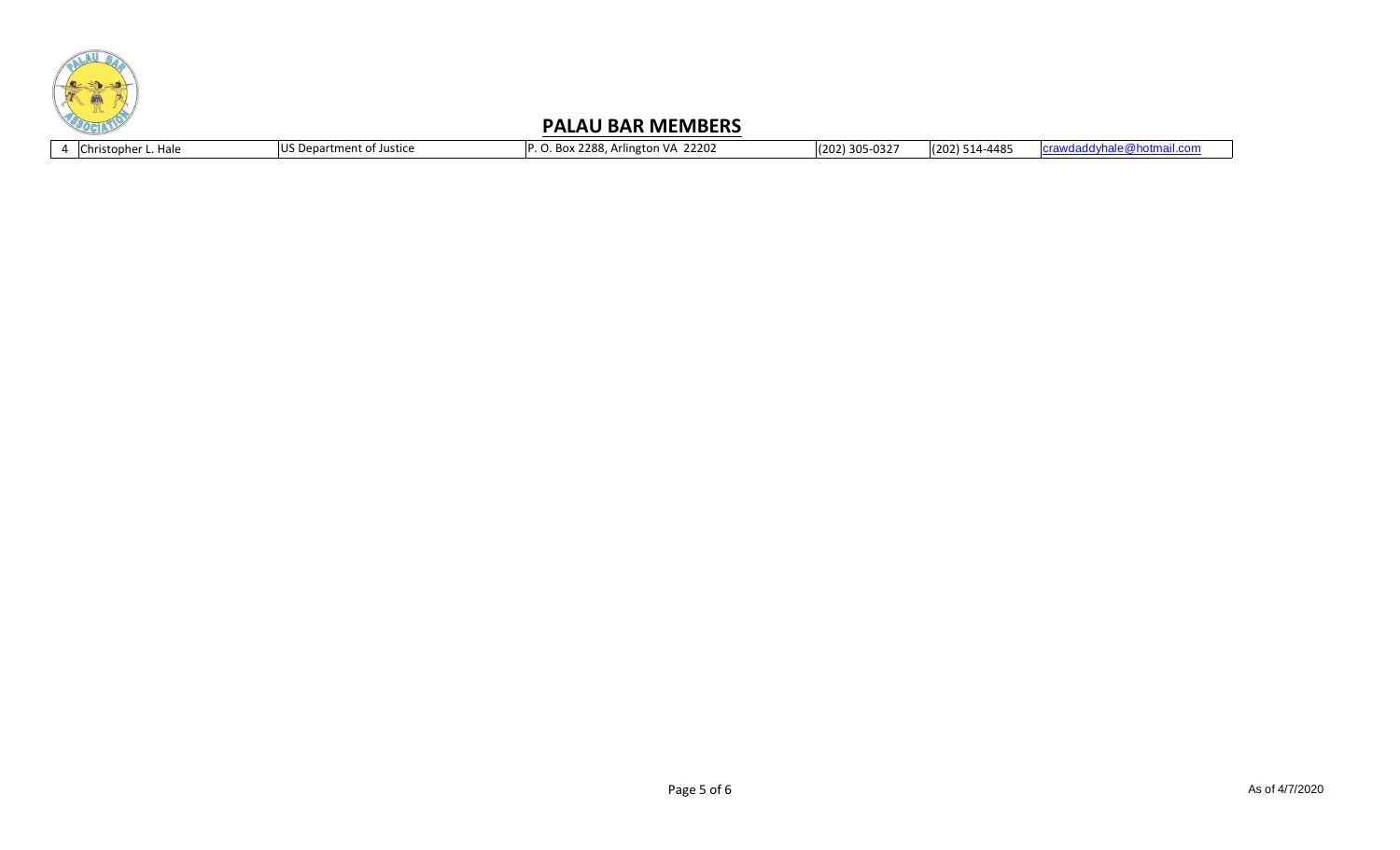## PALAU BAR MEMBERS

| | | | | | | |
|---|---|---|---|---|---|---|
| 4 | Christopher L. Hale | US Department of Justice | P. O. Box 2288, Arlington VA 22202 | (202) 305-0327 | (202) 514-4485 | crawdaddyhale@hotmail.com |

As of 4/7/2020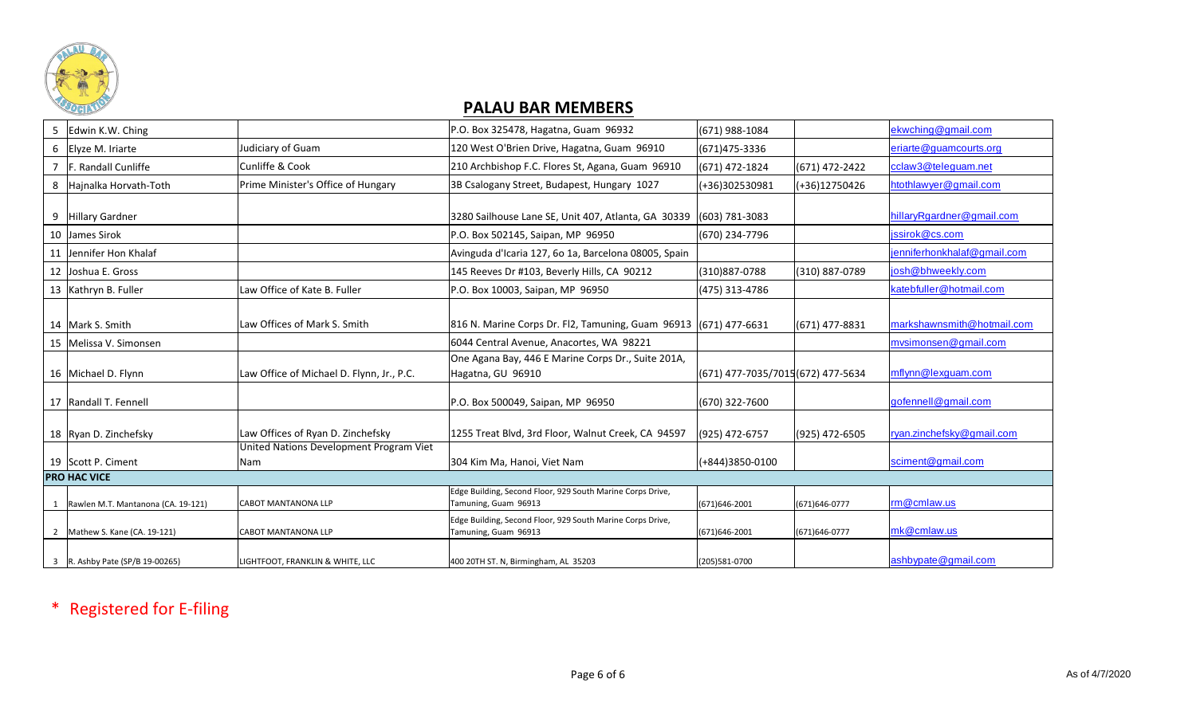## PALAU BAR MEMBERS

| | | | | | | |
|---|---|---|---|---|---|---|
| 5 | Edwin K.W. Ching | | P.O. Box 325478, Hagatna, Guam 96932 | (671) 988-1084 | | ekwching@gmail.com |
| 6 | Elyze M. Iriarte | Judiciary of Guam | 120 West O'Brien Drive, Hagatna, Guam 96910 | (671)475-3336 | | eriarte@guamcourts.org |
| 7 | F. Randall Cunliffe | Cunliffe & Cook | 210 Archbishop F.C. Flores St, Agana, Guam 96910 | (671) 472-1824 | (671) 472-2422 | cclaw3@teleguam.net |
| 8 | Hajnalka Horvath-Toth | Prime Minister's Office of Hungary | 3B Csalogany Street, Budapest, Hungary 1027 | (+36)302530981 | (+36)12750426 | htothlawyer@gmail.com |
| 9 | Hillary Gardner | | 3280 Sailhouse Lane SE, Unit 407, Atlanta, GA 30339 | (603) 781-3083 | | hillaryRgardner@gmail.com |
| 10 | James Sirok | | P.O. Box 502145, Saipan, MP 96950 | (670) 234-7796 | | jssirok@cs.com |
| 11 | Jennifer Hon Khalaf | | Avinguda d'Icaria 127, 6o 1a, Barcelona 08005, Spain | | | jenniferhonkhalaf@gmail.com |
| 12 | Joshua E. Gross | | 145 Reeves Dr #103, Beverly Hills, CA 90212 | (310)887-0788 | (310) 887-0789 | josh@bhweekly.com |
| 13 | Kathryn B. Fuller | Law Office of Kate B. Fuller | P.O. Box 10003, Saipan, MP 96950 | (475) 313-4786 | | katebfuller@hotmail.com |
| 14 | Mark S. Smith | Law Offices of Mark S. Smith | 816 N. Marine Corps Dr. Fl2, Tamuning, Guam 96913 | (671) 477-6631 | (671) 477-8831 | markshawnsmith@hotmail.com |
| 15 | Melissa V. Simonsen | | 6044 Central Avenue, Anacortes, WA 98221 | | | mvsimonsen@gmail.com |
| 16 | Michael D. Flynn | Law Office of Michael D. Flynn, Jr., P.C. | One Agana Bay, 446 E Marine Corps Dr., Suite 201A, Hagatna, GU 96910 | (671) 477-7035/7015 | (672) 477-5634 | mflynn@lexguam.com |
| 17 | Randall T. Fennell | | P.O. Box 500049, Saipan, MP 96950 | (670) 322-7600 | | gofennell@gmail.com |
| 18 | Ryan D. Zinchefsky | Law Offices of Ryan D. Zinchefsky | 1255 Treat Blvd, 3rd Floor, Walnut Creek, CA 94597 | (925) 472-6757 | (925) 472-6505 | ryan.zinchefsky@gmail.com |
| 19 | Scott P. Ciment | United Nations Development Program Viet Nam | 304 Kim Ma, Hanoi, Viet Nam | (+844)3850-0100 | | sciment@gmail.com |
| **PRO HAC VICE** | | | | | | |
| 1 | Rawlen M.T. Mantanona (CA. 19-121) | CABOT MANTANONA LLP | Edge Building, Second Floor, 929 South Marine Corps Drive, Tamuning, Guam 96913 | (671)646-2001 | (671)646-0777 | rm@cmlaw.us |
| 2 | Mathew S. Kane (CA. 19-121) | CABOT MANTANONA LLP | Edge Building, Second Floor, 929 South Marine Corps Drive, Tamuning, Guam 96913 | (671)646-2001 | (671)646-0777 | mk@cmlaw.us |
| 3 | R. Ashby Pate (SP/B 19-00265) | LIGHTFOOT, FRANKLIN & WHITE, LLC | 400 20TH ST. N, Birmingham, AL 35203 | (205)581-0700 | | ashbypate@gmail.com |

\* Registered for E-filing

As of 4/7/2020